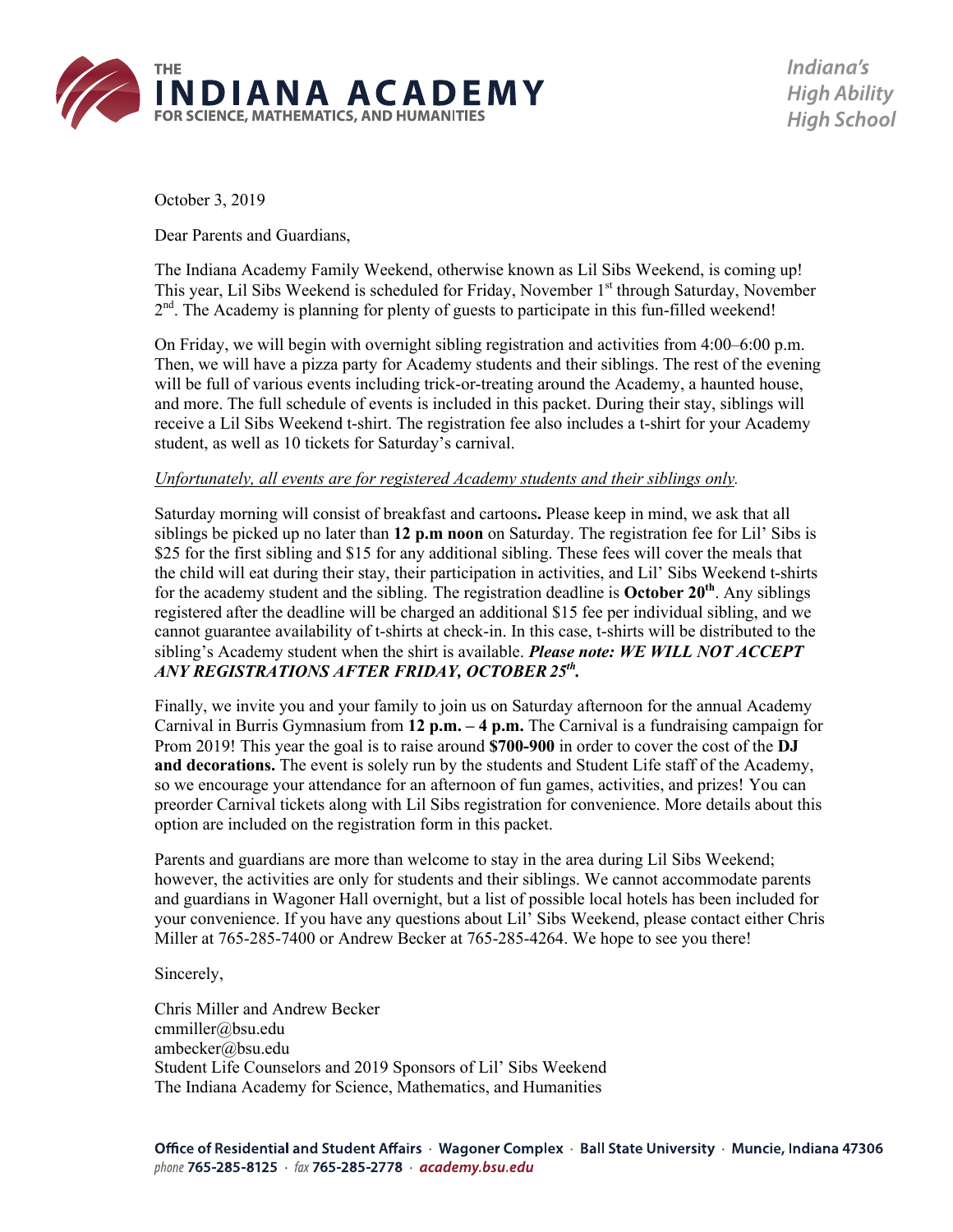**THE INDIANA ACADEMY**
**FOR SCIENCE, MATHEMATICS, AND HUMANITIES**

*Indiana's High Ability High School*

October 3, 2019

Dear Parents and Guardians,

The Indiana Academy Family Weekend, otherwise known as Lil Sibs Weekend, is coming up! This year, Lil Sibs Weekend is scheduled for Friday, November 1st through Saturday, November 2nd. The Academy is planning for plenty of guests to participate in this fun-filled weekend!

On Friday, we will begin with overnight sibling registration and activities from 4:00–6:00 p.m. Then, we will have a pizza party for Academy students and their siblings. The rest of the evening will be full of various events including trick-or-treating around the Academy, a haunted house, and more. The full schedule of events is included in this packet. During their stay, siblings will receive a Lil Sibs Weekend t-shirt. The registration fee also includes a t-shirt for your Academy student, as well as 10 tickets for Saturday's carnival.

*Unfortunately, all events are for registered Academy students and their siblings only.*

Saturday morning will consist of breakfast and cartoons**.** Please keep in mind, we ask that all siblings be picked up no later than **12 p.m noon** on Saturday. The registration fee for Lil' Sibs is $25 for the first sibling and $15 for any additional sibling. These fees will cover the meals that the child will eat during their stay, their participation in activities, and Lil' Sibs Weekend t-shirts for the academy student and the sibling. The registration deadline is **October 20th**. Any siblings registered after the deadline will be charged an additional $15 fee per individual sibling, and we cannot guarantee availability of t-shirts at check-in. In this case, t-shirts will be distributed to the sibling's Academy student when the shirt is available. ***Please note: WE WILL NOT ACCEPT ANY REGISTRATIONS AFTER FRIDAY, OCTOBER 25th.***

Finally, we invite you and your family to join us on Saturday afternoon for the annual Academy Carnival in Burris Gymnasium from **12 p.m. – 4 p.m.** The Carnival is a fundraising campaign for Prom 2019! This year the goal is to raise around **$700-900** in order to cover the cost of the **DJ and decorations.** The event is solely run by the students and Student Life staff of the Academy, so we encourage your attendance for an afternoon of fun games, activities, and prizes! You can preorder Carnival tickets along with Lil Sibs registration for convenience. More details about this option are included on the registration form in this packet.

Parents and guardians are more than welcome to stay in the area during Lil Sibs Weekend; however, the activities are only for students and their siblings. We cannot accommodate parents and guardians in Wagoner Hall overnight, but a list of possible local hotels has been included for your convenience. If you have any questions about Lil' Sibs Weekend, please contact either Chris Miller at 765-285-7400 or Andrew Becker at 765-285-4264. We hope to see you there!

Sincerely,

Chris Miller and Andrew Becker
cmmiller@bsu.edu
ambecker@bsu.edu
Student Life Counselors and 2019 Sponsors of Lil' Sibs Weekend
The Indiana Academy for Science, Mathematics, and Humanities

**Office of Residential and Student Affairs · Wagoner Complex · Ball State University · Muncie, Indiana 47306**
*phone* **765-285-8125** · *fax* **765-285-2778** · ***academy.bsu.edu***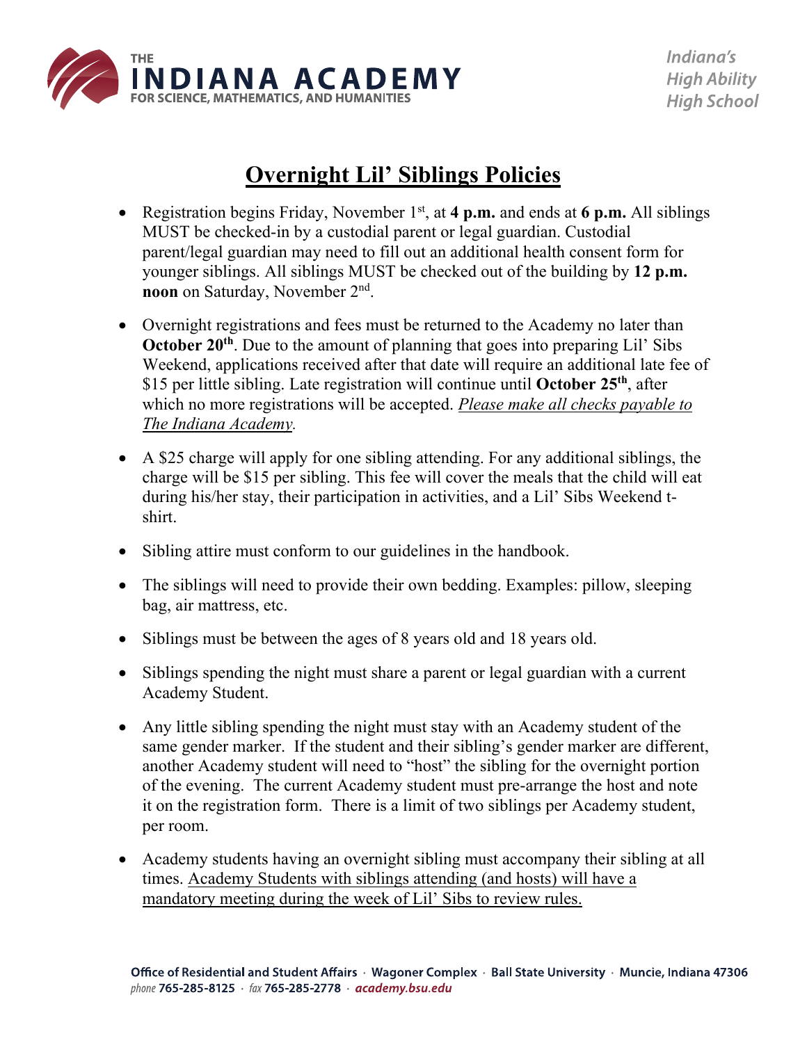# Overnight Lil' Siblings Policies

- Registration begins Friday, November 1st, at **4 p.m.** and ends at **6 p.m.** All siblings MUST be checked-in by a custodial parent or legal guardian. Custodial parent/legal guardian may need to fill out an additional health consent form for younger siblings. All siblings MUST be checked out of the building by **12 p.m. noon** on Saturday, November 2nd.

- Overnight registrations and fees must be returned to the Academy no later than **October 20th**. Due to the amount of planning that goes into preparing Lil' Sibs Weekend, applications received after that date will require an additional late fee of $15 per little sibling. Late registration will continue until **October 25th**, after which no more registrations will be accepted. *Please make all checks payable to The Indiana Academy.*

- A $25 charge will apply for one sibling attending. For any additional siblings, the charge will be $15 per sibling. This fee will cover the meals that the child will eat during his/her stay, their participation in activities, and a Lil' Sibs Weekend t-shirt.

- Sibling attire must conform to our guidelines in the handbook.

- The siblings will need to provide their own bedding. Examples: pillow, sleeping bag, air mattress, etc.

- Siblings must be between the ages of 8 years old and 18 years old.

- Siblings spending the night must share a parent or legal guardian with a current Academy Student.

- Any little sibling spending the night must stay with an Academy student of the same gender marker. If the student and their sibling's gender marker are different, another Academy student will need to "host" the sibling for the overnight portion of the evening. The current Academy student must pre-arrange the host and note it on the registration form. There is a limit of two siblings per Academy student, per room.

- Academy students having an overnight sibling must accompany their sibling at all times. Academy Students with siblings attending (and hosts) will have a mandatory meeting during the week of Lil' Sibs to review rules.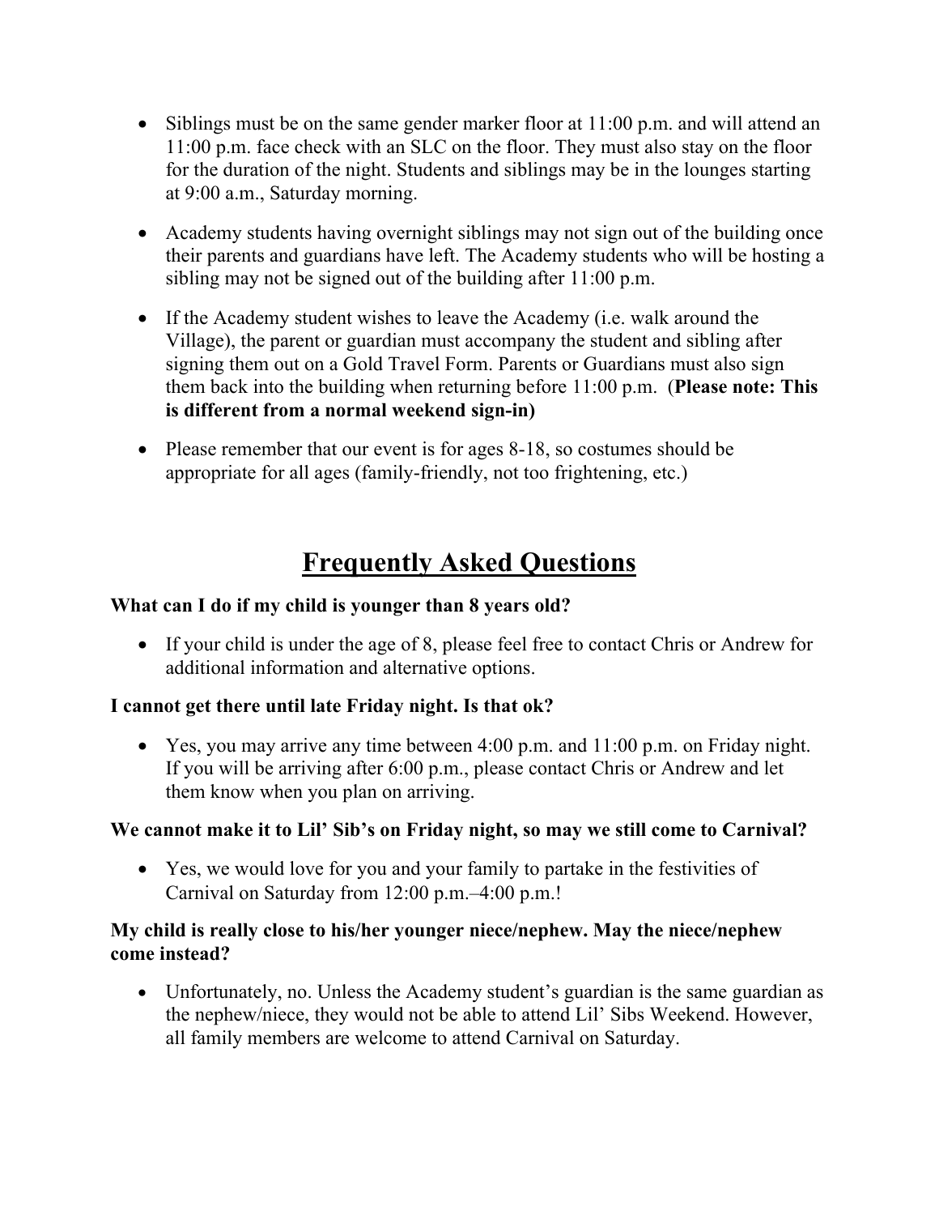- Siblings must be on the same gender marker floor at 11:00 p.m. and will attend an 11:00 p.m. face check with an SLC on the floor. They must also stay on the floor for the duration of the night. Students and siblings may be in the lounges starting at 9:00 a.m., Saturday morning.

- Academy students having overnight siblings may not sign out of the building once their parents and guardians have left. The Academy students who will be hosting a sibling may not be signed out of the building after 11:00 p.m.

- If the Academy student wishes to leave the Academy (i.e. walk around the Village), the parent or guardian must accompany the student and sibling after signing them out on a Gold Travel Form. Parents or Guardians must also sign them back into the building when returning before 11:00 p.m. (**Please note: This is different from a normal weekend sign-in)**

- Please remember that our event is for ages 8-18, so costumes should be appropriate for all ages (family-friendly, not too frightening, etc.)

# Frequently Asked Questions

**What can I do if my child is younger than 8 years old?**

- If your child is under the age of 8, please feel free to contact Chris or Andrew for additional information and alternative options.

**I cannot get there until late Friday night. Is that ok?**

- Yes, you may arrive any time between 4:00 p.m. and 11:00 p.m. on Friday night. If you will be arriving after 6:00 p.m., please contact Chris or Andrew and let them know when you plan on arriving.

**We cannot make it to Lil' Sib's on Friday night, so may we still come to Carnival?**

- Yes, we would love for you and your family to partake in the festivities of Carnival on Saturday from 12:00 p.m.–4:00 p.m.!

**My child is really close to his/her younger niece/nephew. May the niece/nephew come instead?**

- Unfortunately, no. Unless the Academy student's guardian is the same guardian as the nephew/niece, they would not be able to attend Lil' Sibs Weekend. However, all family members are welcome to attend Carnival on Saturday.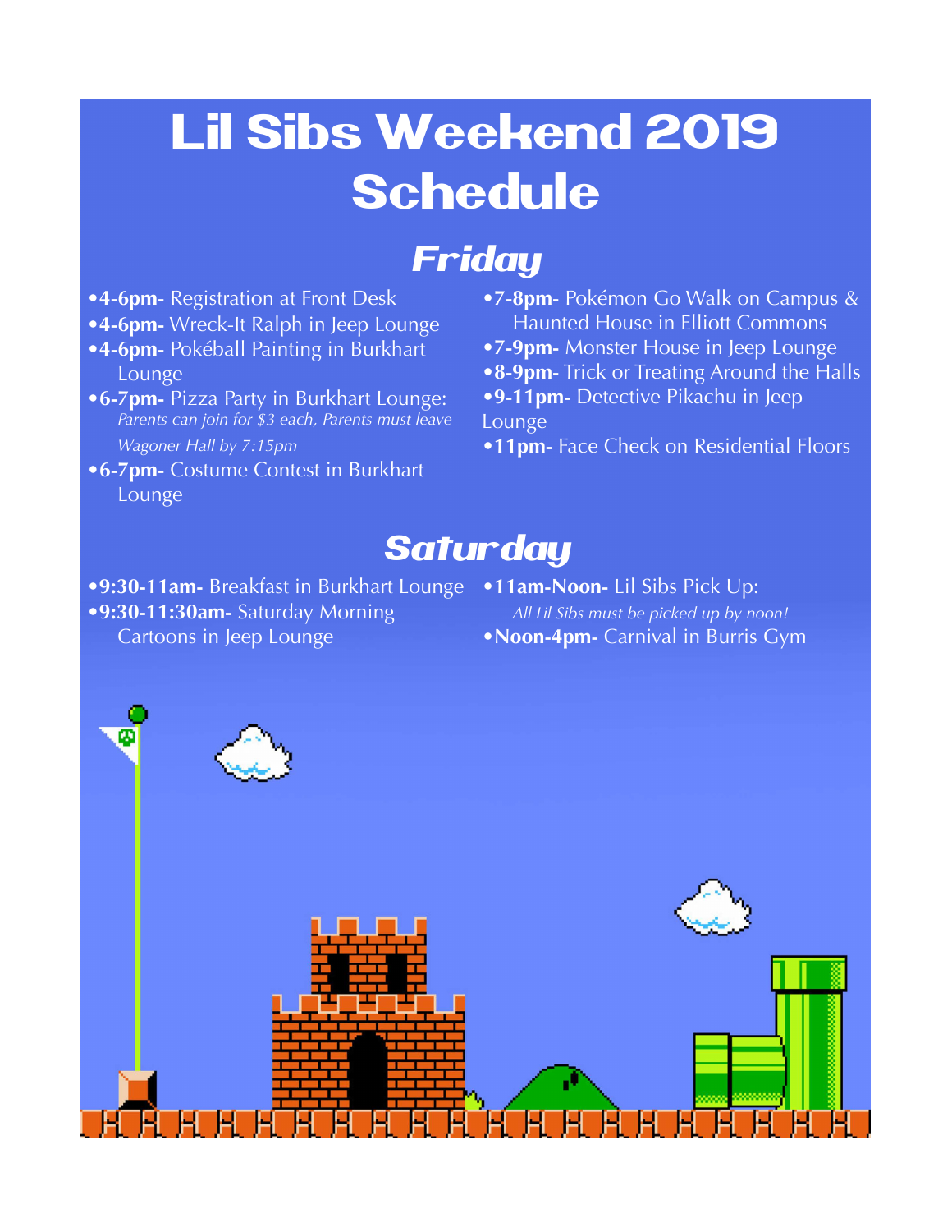# Lil Sibs Weekend 2019 Schedule

## Friday

- **4-6pm-** Registration at Front Desk
- **4-6pm-** Wreck-It Ralph in Jeep Lounge
- **4-6pm-** Pokéball Painting in Burkhart Lounge
- **6-7pm-** Pizza Party in Burkhart Lounge: *Parents can join for $3 each, Parents must leave Wagoner Hall by 7:15pm*
- **6-7pm-** Costume Contest in Burkhart Lounge
- **7-8pm-** Pokémon Go Walk on Campus & Haunted House in Elliott Commons
- **7-9pm-** Monster House in Jeep Lounge
- **8-9pm-** Trick or Treating Around the Halls
- **9-11pm-** Detective Pikachu in Jeep Lounge
- **11pm-** Face Check on Residential Floors

## Saturday

- **9:30-11am-** Breakfast in Burkhart Lounge
- **9:30-11:30am-** Saturday Morning Cartoons in Jeep Lounge
- **11am-Noon-** Lil Sibs Pick Up: *All Lil Sibs must be picked up by noon!*
- **Noon-4pm-** Carnival in Burris Gym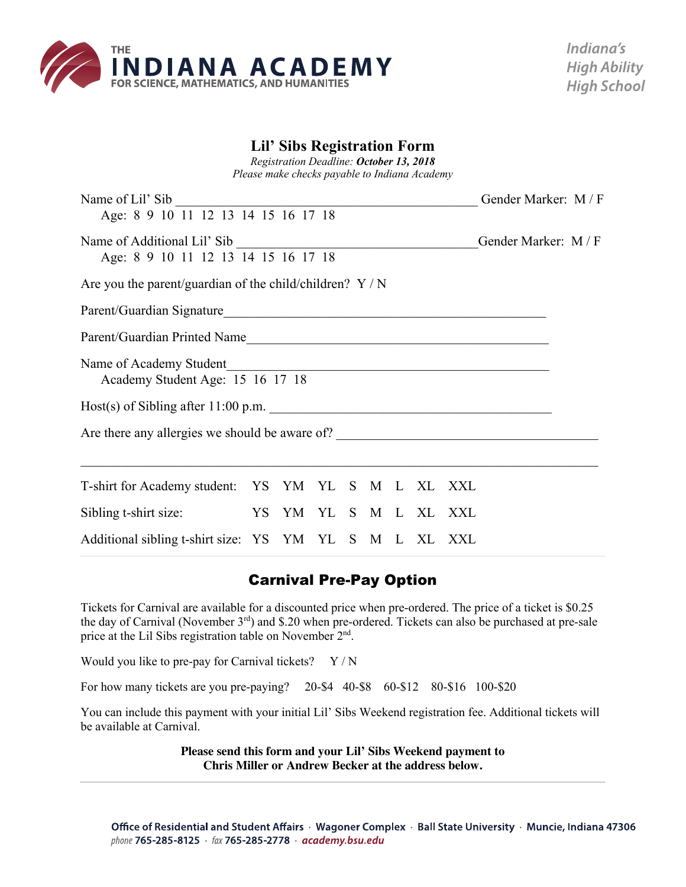THE **INDIANA ACADEMY** FOR SCIENCE, MATHEMATICS, AND HUMANITIES

*Indiana's High Ability High School*

# Lil' Sibs Registration Form

*Registration Deadline:* ***October 13, 2018***
*Please make checks payable to Indiana Academy*

Name of Lil' Sib ______________________________________________ Gender Marker: M / F
Age: 8 9 10 11 12 13 14 15 16 17 18

Name of Additional Lil' Sib _____________________________________ Gender Marker: M / F
Age: 8 9 10 11 12 13 14 15 16 17 18

Are you the parent/guardian of the child/children? Y / N

Parent/Guardian Signature_______________________________________________

Parent/Guardian Printed Name____________________________________________

Name of Academy Student________________________________________________
Academy Student Age: 15 16 17 18

Host(s) of Sibling after 11:00 p.m. __________________________________________

Are there any allergies we should be aware of? _____________________________________

______________________________________________________________________________

T-shirt for Academy student: YS YM YL S M L XL XXL

Sibling t-shirt size: YS YM YL S M L XL XXL

Additional sibling t-shirt size: YS YM YL S M L XL XXL

## Carnival Pre-Pay Option

Tickets for Carnival are available for a discounted price when pre-ordered. The price of a ticket is $0.25 the day of Carnival (November 3rd) and $.20 when pre-ordered. Tickets can also be purchased at pre-sale price at the Lil Sibs registration table on November 2nd.

Would you like to pre-pay for Carnival tickets? Y / N

For how many tickets are you pre-paying? 20-$4 40-$8 60-$12 80-$16 100-$20

You can include this payment with your initial Lil' Sibs Weekend registration fee. Additional tickets will be available at Carnival.

**Please send this form and your Lil' Sibs Weekend payment to Chris Miller or Andrew Becker at the address below.**

Office of Residential and Student Affairs · Wagoner Complex · Ball State University · Muncie, Indiana 47306
*phone* 765-285-8125 · *fax* 765-285-2778 · *academy.bsu.edu*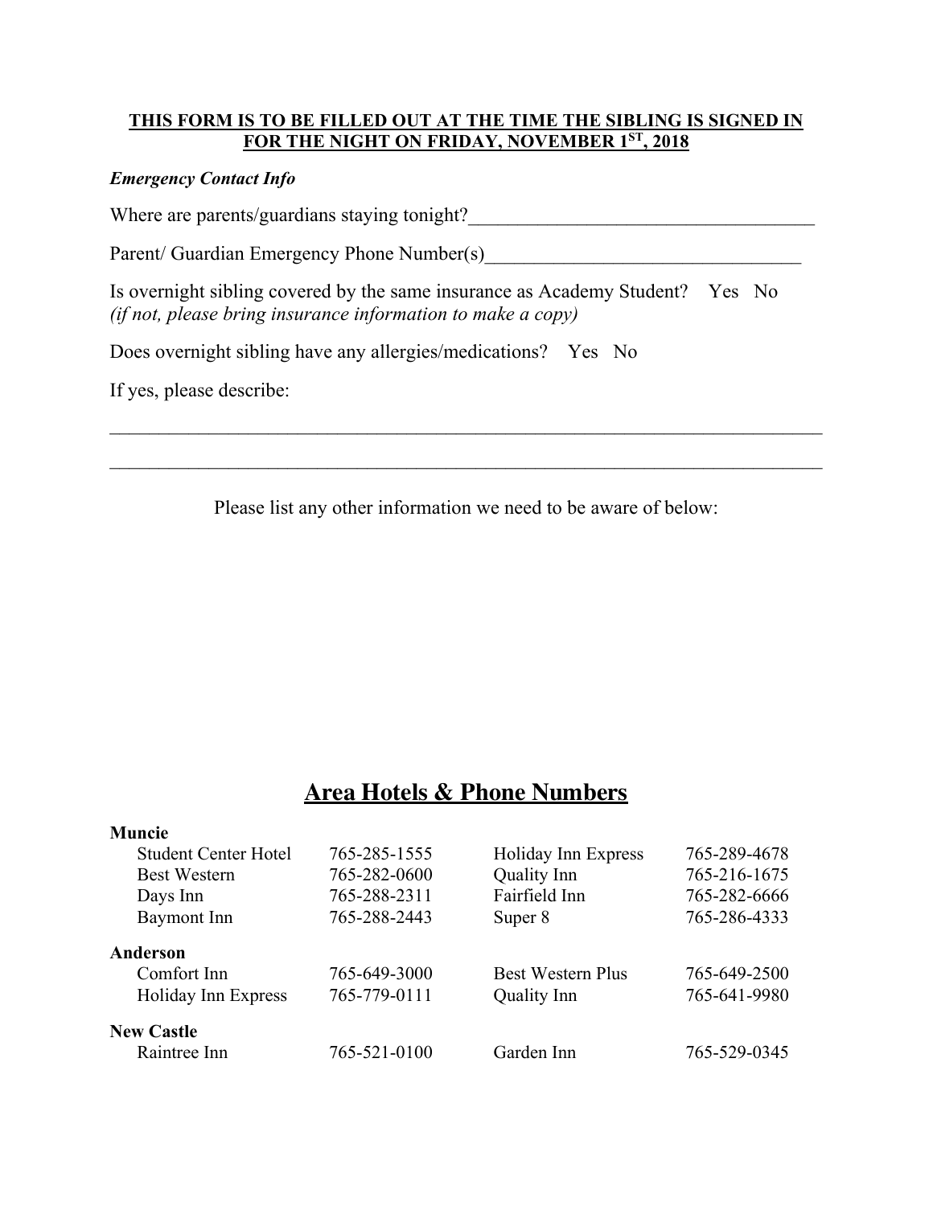**THIS FORM IS TO BE FILLED OUT AT THE TIME THE SIBLING IS SIGNED IN FOR THE NIGHT ON FRIDAY, NOVEMBER 1ST, 2018**

***Emergency Contact Info***

Where are parents/guardians staying tonight?___________________________________

Parent/ Guardian Emergency Phone Number(s)________________________________

Is overnight sibling covered by the same insurance as Academy Student? Yes No
*(if not, please bring insurance information to make a copy)*

Does overnight sibling have any allergies/medications? Yes No

If yes, please describe:

___________________________________________________________________________

___________________________________________________________________________

Please list any other information we need to be aware of below:

## Area Hotels & Phone Numbers

| | | | |
|---|---|---|---|
| **Muncie** | | | |
| Student Center Hotel | 765-285-1555 | Holiday Inn Express | 765-289-4678 |
| Best Western | 765-282-0600 | Quality Inn | 765-216-1675 |
| Days Inn | 765-288-2311 | Fairfield Inn | 765-282-6666 |
| Baymont Inn | 765-288-2443 | Super 8 | 765-286-4333 |
| **Anderson** | | | |
| Comfort Inn | 765-649-3000 | Best Western Plus | 765-649-2500 |
| Holiday Inn Express | 765-779-0111 | Quality Inn | 765-641-9980 |
| **New Castle** | | | |
| Raintree Inn | 765-521-0100 | Garden Inn | 765-529-0345 |